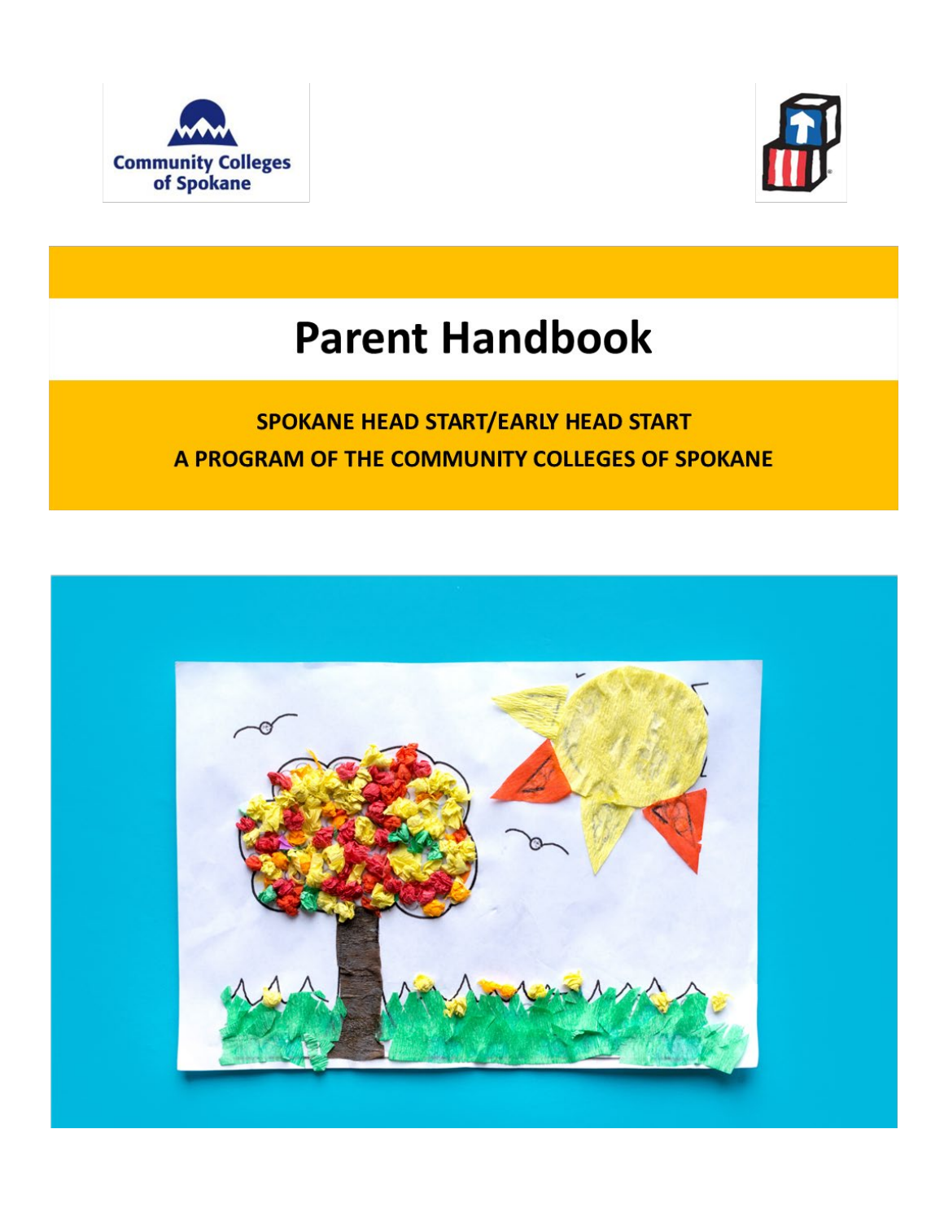Community Colleges of Spokane

# Parent Handbook

**SPOKANE HEAD START/EARLY HEAD START**

**A PROGRAM OF THE COMMUNITY COLLEGES OF SPOKANE**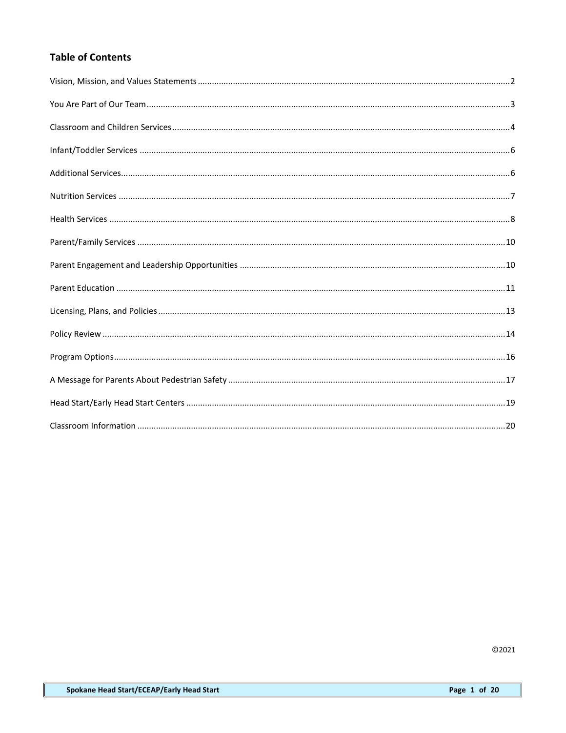## Table of Contents

Vision, Mission, and Values Statements .....2

You Are Part of Our Team .....3

Classroom and Children Services .....4

Infant/Toddler Services .....6

Additional Services .....6

Nutrition Services .....7

Health Services .....8

Parent/Family Services .....10

Parent Engagement and Leadership Opportunities .....10

Parent Education .....11

Licensing, Plans, and Policies .....13

Policy Review .....14

Program Options .....16

A Message for Parents About Pedestrian Safety .....17

Head Start/Early Head Start Centers .....19

Classroom Information .....20

©2021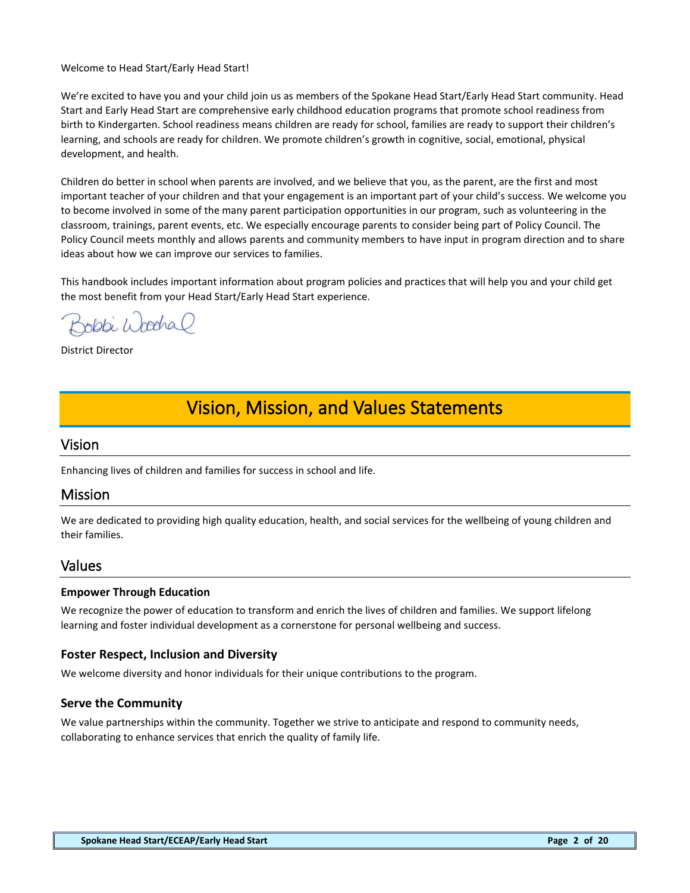Welcome to Head Start/Early Head Start!

We're excited to have you and your child join us as members of the Spokane Head Start/Early Head Start community. Head Start and Early Head Start are comprehensive early childhood education programs that promote school readiness from birth to Kindergarten. School readiness means children are ready for school, families are ready to support their children's learning, and schools are ready for children. We promote children's growth in cognitive, social, emotional, physical development, and health.

Children do better in school when parents are involved, and we believe that you, as the parent, are the first and most important teacher of your children and that your engagement is an important part of your child's success. We welcome you to become involved in some of the many parent participation opportunities in our program, such as volunteering in the classroom, trainings, parent events, etc. We especially encourage parents to consider being part of Policy Council. The Policy Council meets monthly and allows parents and community members to have input in program direction and to share ideas about how we can improve our services to families.

This handbook includes important information about program policies and practices that will help you and your child get the most benefit from your Head Start/Early Head Start experience.

Bobbi Woodhal

District Director

# Vision, Mission, and Values Statements

## Vision

Enhancing lives of children and families for success in school and life.

## Mission

We are dedicated to providing high quality education, health, and social services for the wellbeing of young children and their families.

## Values

### Empower Through Education

We recognize the power of education to transform and enrich the lives of children and families. We support lifelong learning and foster individual development as a cornerstone for personal wellbeing and success.

### Foster Respect, Inclusion and Diversity

We welcome diversity and honor individuals for their unique contributions to the program.

### Serve the Community

We value partnerships within the community. Together we strive to anticipate and respond to community needs, collaborating to enhance services that enrich the quality of family life.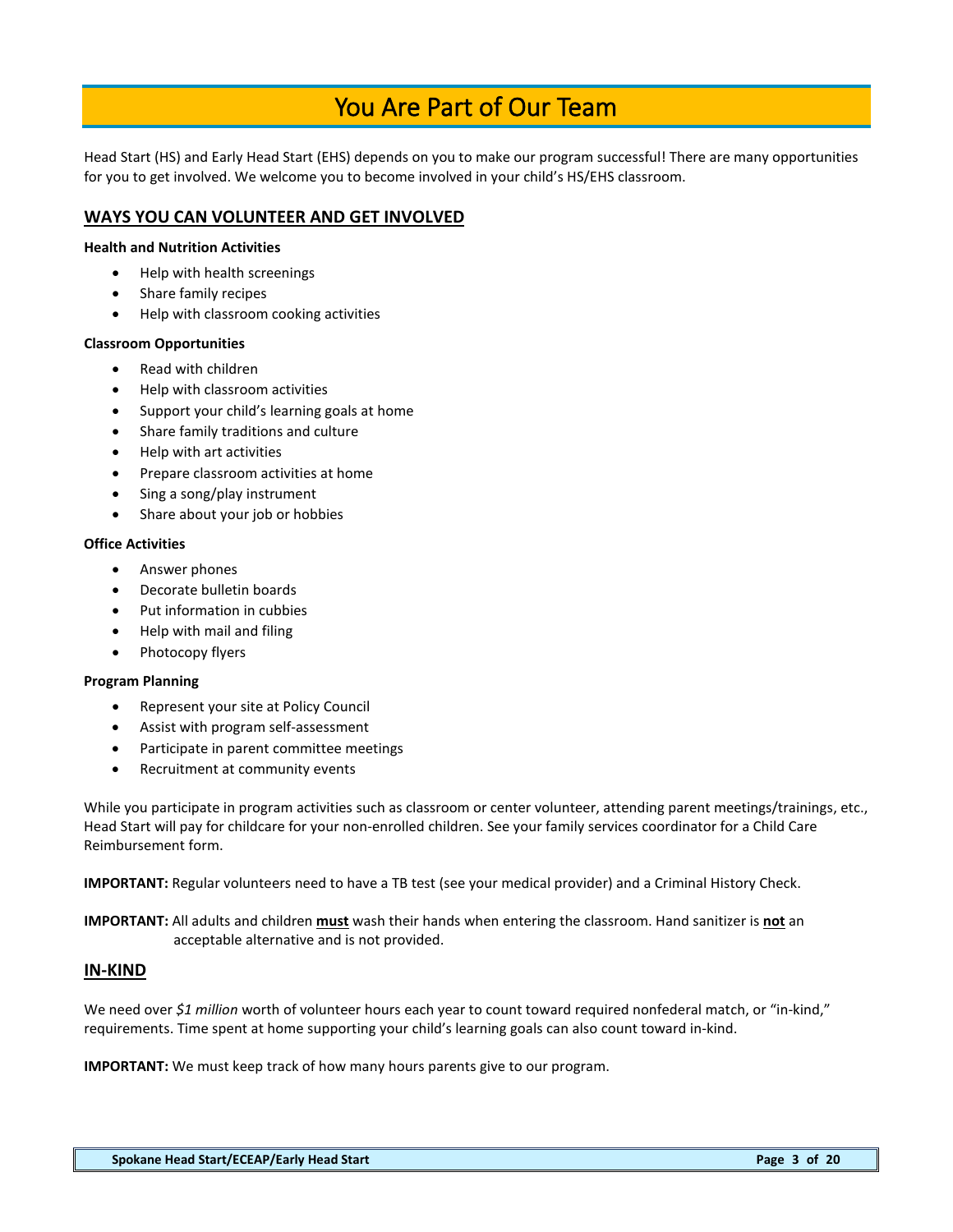# You Are Part of Our Team

Head Start (HS) and Early Head Start (EHS) depends on you to make our program successful! There are many opportunities for you to get involved. We welcome you to become involved in your child's HS/EHS classroom.

## WAYS YOU CAN VOLUNTEER AND GET INVOLVED

**Health and Nutrition Activities**

- Help with health screenings
- Share family recipes
- Help with classroom cooking activities

**Classroom Opportunities**

- Read with children
- Help with classroom activities
- Support your child's learning goals at home
- Share family traditions and culture
- Help with art activities
- Prepare classroom activities at home
- Sing a song/play instrument
- Share about your job or hobbies

**Office Activities**

- Answer phones
- Decorate bulletin boards
- Put information in cubbies
- Help with mail and filing
- Photocopy flyers

**Program Planning**

- Represent your site at Policy Council
- Assist with program self-assessment
- Participate in parent committee meetings
- Recruitment at community events

While you participate in program activities such as classroom or center volunteer, attending parent meetings/trainings, etc., Head Start will pay for childcare for your non-enrolled children. See your family services coordinator for a Child Care Reimbursement form.

**IMPORTANT:** Regular volunteers need to have a TB test (see your medical provider) and a Criminal History Check.

**IMPORTANT:** All adults and children **must** wash their hands when entering the classroom. Hand sanitizer is **not** an acceptable alternative and is not provided.

## IN-KIND

We need over *$1 million* worth of volunteer hours each year to count toward required nonfederal match, or "in-kind," requirements. Time spent at home supporting your child's learning goals can also count toward in-kind.

**IMPORTANT:** We must keep track of how many hours parents give to our program.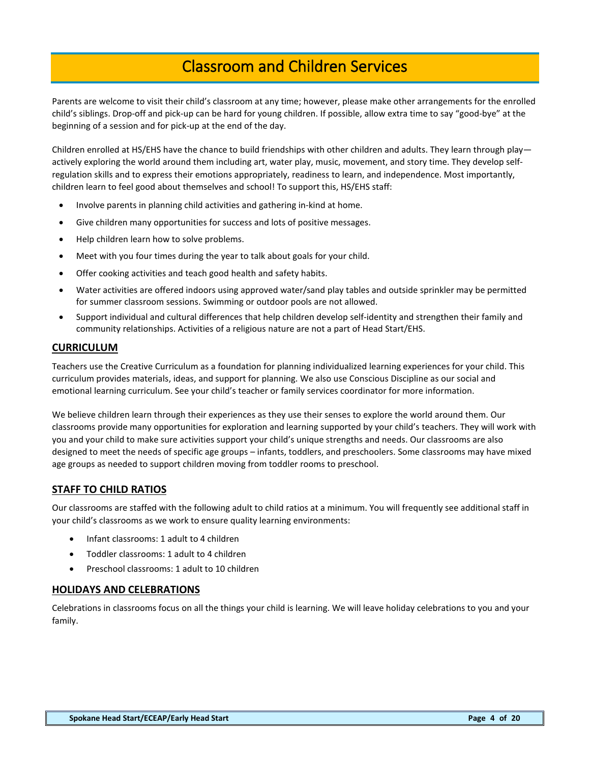# Classroom and Children Services

Parents are welcome to visit their child's classroom at any time; however, please make other arrangements for the enrolled child's siblings. Drop-off and pick-up can be hard for young children. If possible, allow extra time to say "good-bye" at the beginning of a session and for pick-up at the end of the day.

Children enrolled at HS/EHS have the chance to build friendships with other children and adults. They learn through play—actively exploring the world around them including art, water play, music, movement, and story time. They develop self-regulation skills and to express their emotions appropriately, readiness to learn, and independence. Most importantly, children learn to feel good about themselves and school! To support this, HS/EHS staff:

- Involve parents in planning child activities and gathering in-kind at home.
- Give children many opportunities for success and lots of positive messages.
- Help children learn how to solve problems.
- Meet with you four times during the year to talk about goals for your child.
- Offer cooking activities and teach good health and safety habits.
- Water activities are offered indoors using approved water/sand play tables and outside sprinkler may be permitted for summer classroom sessions. Swimming or outdoor pools are not allowed.
- Support individual and cultural differences that help children develop self-identity and strengthen their family and community relationships. Activities of a religious nature are not a part of Head Start/EHS.

## CURRICULUM

Teachers use the Creative Curriculum as a foundation for planning individualized learning experiences for your child. This curriculum provides materials, ideas, and support for planning. We also use Conscious Discipline as our social and emotional learning curriculum. See your child's teacher or family services coordinator for more information.

We believe children learn through their experiences as they use their senses to explore the world around them. Our classrooms provide many opportunities for exploration and learning supported by your child's teachers. They will work with you and your child to make sure activities support your child's unique strengths and needs. Our classrooms are also designed to meet the needs of specific age groups – infants, toddlers, and preschoolers. Some classrooms may have mixed age groups as needed to support children moving from toddler rooms to preschool.

## STAFF TO CHILD RATIOS

Our classrooms are staffed with the following adult to child ratios at a minimum. You will frequently see additional staff in your child's classrooms as we work to ensure quality learning environments:

- Infant classrooms: 1 adult to 4 children
- Toddler classrooms: 1 adult to 4 children
- Preschool classrooms: 1 adult to 10 children

## HOLIDAYS AND CELEBRATIONS

Celebrations in classrooms focus on all the things your child is learning. We will leave holiday celebrations to you and your family.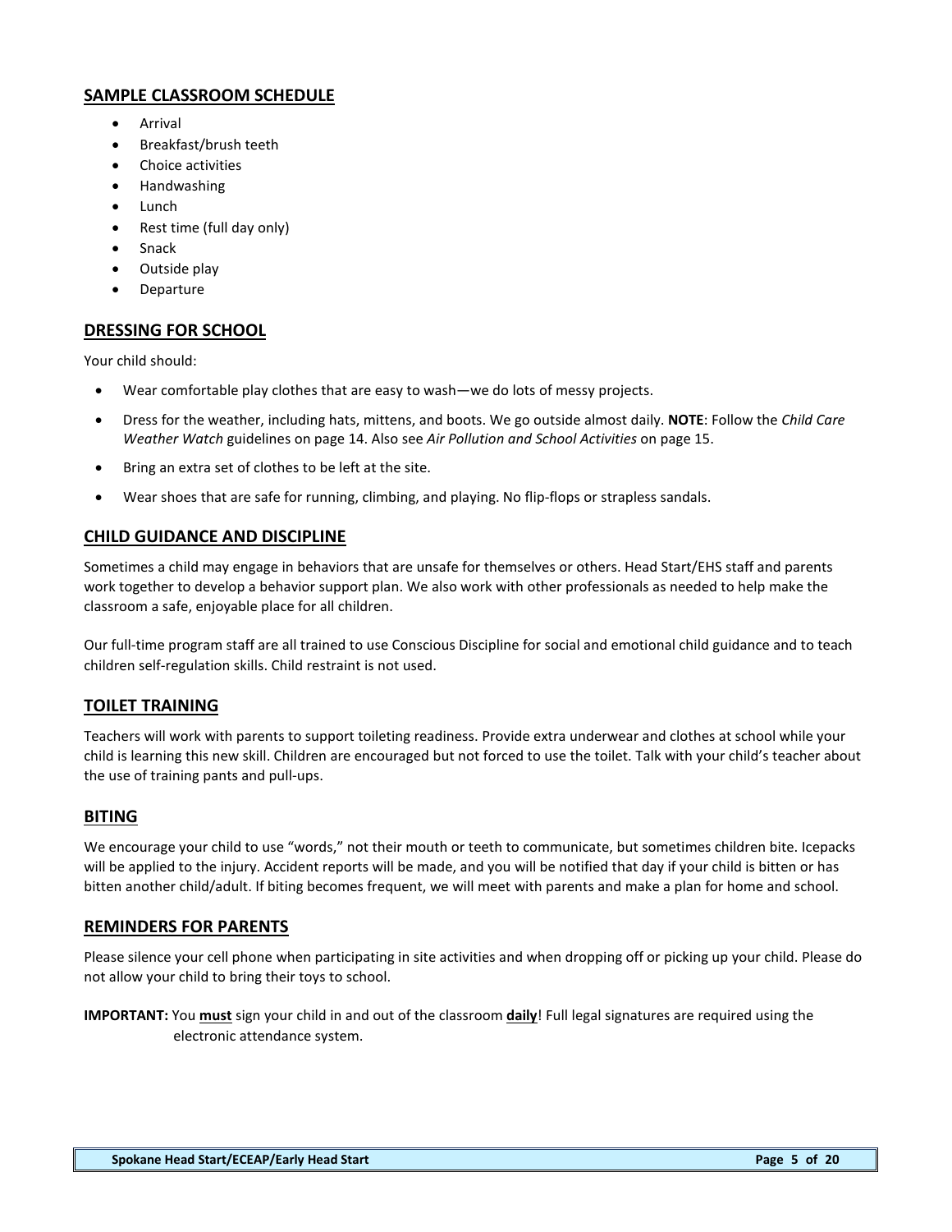## SAMPLE CLASSROOM SCHEDULE

- Arrival
- Breakfast/brush teeth
- Choice activities
- Handwashing
- Lunch
- Rest time (full day only)
- Snack
- Outside play
- Departure

## DRESSING FOR SCHOOL

Your child should:

- Wear comfortable play clothes that are easy to wash—we do lots of messy projects.
- Dress for the weather, including hats, mittens, and boots. We go outside almost daily. **NOTE**: Follow the *Child Care Weather Watch* guidelines on page 14. Also see *Air Pollution and School Activities* on page 15.
- Bring an extra set of clothes to be left at the site.
- Wear shoes that are safe for running, climbing, and playing. No flip-flops or strapless sandals.

## CHILD GUIDANCE AND DISCIPLINE

Sometimes a child may engage in behaviors that are unsafe for themselves or others. Head Start/EHS staff and parents work together to develop a behavior support plan. We also work with other professionals as needed to help make the classroom a safe, enjoyable place for all children.

Our full-time program staff are all trained to use Conscious Discipline for social and emotional child guidance and to teach children self-regulation skills. Child restraint is not used.

## TOILET TRAINING

Teachers will work with parents to support toileting readiness. Provide extra underwear and clothes at school while your child is learning this new skill. Children are encouraged but not forced to use the toilet. Talk with your child's teacher about the use of training pants and pull-ups.

## BITING

We encourage your child to use "words," not their mouth or teeth to communicate, but sometimes children bite. Icepacks will be applied to the injury. Accident reports will be made, and you will be notified that day if your child is bitten or has bitten another child/adult. If biting becomes frequent, we will meet with parents and make a plan for home and school.

## REMINDERS FOR PARENTS

Please silence your cell phone when participating in site activities and when dropping off or picking up your child. Please do not allow your child to bring their toys to school.

**IMPORTANT:** You **must** sign your child in and out of the classroom **daily**! Full legal signatures are required using the electronic attendance system.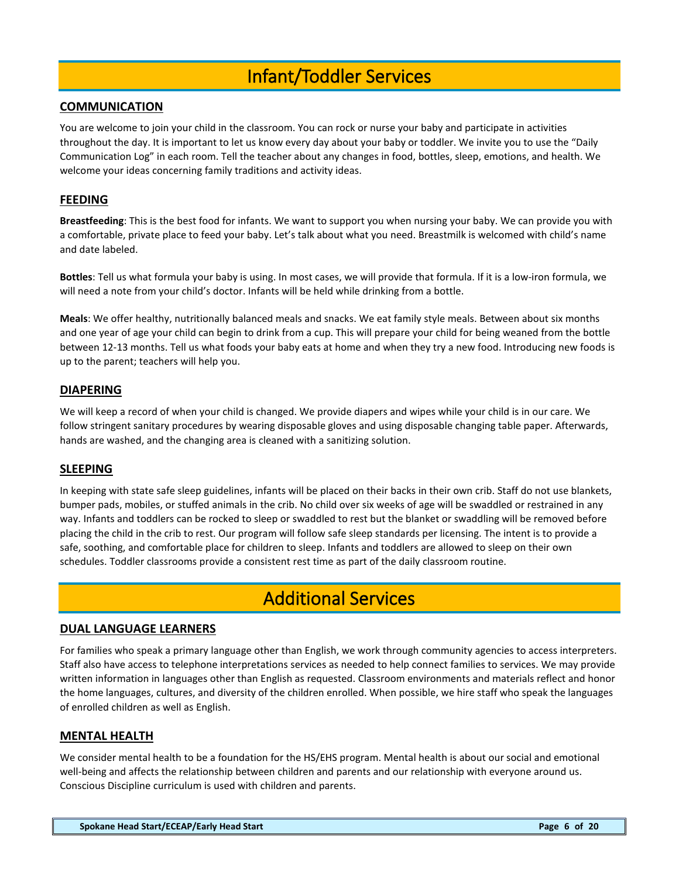# Infant/Toddler Services

## COMMUNICATION

You are welcome to join your child in the classroom. You can rock or nurse your baby and participate in activities throughout the day. It is important to let us know every day about your baby or toddler. We invite you to use the "Daily Communication Log" in each room. Tell the teacher about any changes in food, bottles, sleep, emotions, and health. We welcome your ideas concerning family traditions and activity ideas.

## FEEDING

**Breastfeeding**: This is the best food for infants. We want to support you when nursing your baby. We can provide you with a comfortable, private place to feed your baby. Let's talk about what you need. Breastmilk is welcomed with child's name and date labeled.

**Bottles**: Tell us what formula your baby is using. In most cases, we will provide that formula. If it is a low-iron formula, we will need a note from your child's doctor. Infants will be held while drinking from a bottle.

**Meals**: We offer healthy, nutritionally balanced meals and snacks. We eat family style meals. Between about six months and one year of age your child can begin to drink from a cup. This will prepare your child for being weaned from the bottle between 12-13 months. Tell us what foods your baby eats at home and when they try a new food. Introducing new foods is up to the parent; teachers will help you.

## DIAPERING

We will keep a record of when your child is changed. We provide diapers and wipes while your child is in our care. We follow stringent sanitary procedures by wearing disposable gloves and using disposable changing table paper. Afterwards, hands are washed, and the changing area is cleaned with a sanitizing solution.

## SLEEPING

In keeping with state safe sleep guidelines, infants will be placed on their backs in their own crib. Staff do not use blankets, bumper pads, mobiles, or stuffed animals in the crib. No child over six weeks of age will be swaddled or restrained in any way. Infants and toddlers can be rocked to sleep or swaddled to rest but the blanket or swaddling will be removed before placing the child in the crib to rest. Our program will follow safe sleep standards per licensing. The intent is to provide a safe, soothing, and comfortable place for children to sleep. Infants and toddlers are allowed to sleep on their own schedules. Toddler classrooms provide a consistent rest time as part of the daily classroom routine.

# Additional Services

## DUAL LANGUAGE LEARNERS

For families who speak a primary language other than English, we work through community agencies to access interpreters. Staff also have access to telephone interpretations services as needed to help connect families to services. We may provide written information in languages other than English as requested. Classroom environments and materials reflect and honor the home languages, cultures, and diversity of the children enrolled. When possible, we hire staff who speak the languages of enrolled children as well as English.

## MENTAL HEALTH

We consider mental health to be a foundation for the HS/EHS program. Mental health is about our social and emotional well-being and affects the relationship between children and parents and our relationship with everyone around us. Conscious Discipline curriculum is used with children and parents.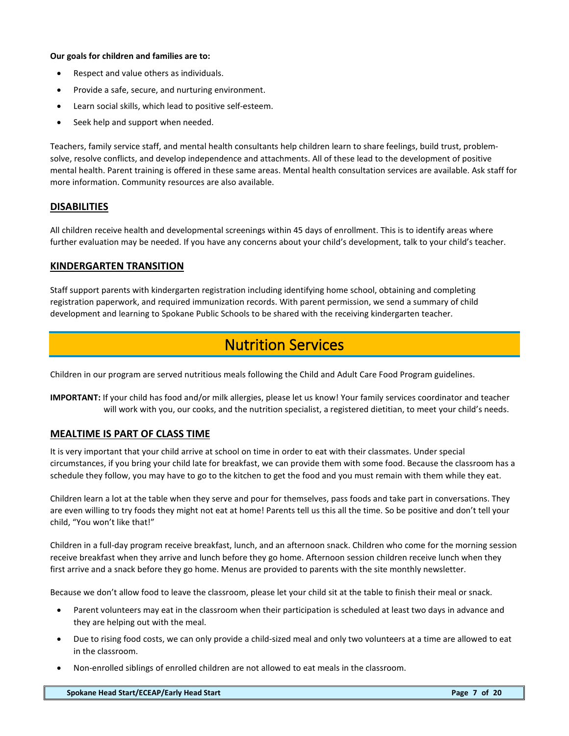**Our goals for children and families are to:**

- Respect and value others as individuals.
- Provide a safe, secure, and nurturing environment.
- Learn social skills, which lead to positive self-esteem.
- Seek help and support when needed.

Teachers, family service staff, and mental health consultants help children learn to share feelings, build trust, problem-solve, resolve conflicts, and develop independence and attachments. All of these lead to the development of positive mental health. Parent training is offered in these same areas. Mental health consultation services are available. Ask staff for more information. Community resources are also available.

## DISABILITIES

All children receive health and developmental screenings within 45 days of enrollment. This is to identify areas where further evaluation may be needed. If you have any concerns about your child's development, talk to your child's teacher.

## KINDERGARTEN TRANSITION

Staff support parents with kindergarten registration including identifying home school, obtaining and completing registration paperwork, and required immunization records. With parent permission, we send a summary of child development and learning to Spokane Public Schools to be shared with the receiving kindergarten teacher.

# Nutrition Services

Children in our program are served nutritious meals following the Child and Adult Care Food Program guidelines.

**IMPORTANT:** If your child has food and/or milk allergies, please let us know! Your family services coordinator and teacher will work with you, our cooks, and the nutrition specialist, a registered dietitian, to meet your child's needs.

## MEALTIME IS PART OF CLASS TIME

It is very important that your child arrive at school on time in order to eat with their classmates. Under special circumstances, if you bring your child late for breakfast, we can provide them with some food. Because the classroom has a schedule they follow, you may have to go to the kitchen to get the food and you must remain with them while they eat.

Children learn a lot at the table when they serve and pour for themselves, pass foods and take part in conversations. They are even willing to try foods they might not eat at home! Parents tell us this all the time. So be positive and don't tell your child, "You won't like that!"

Children in a full-day program receive breakfast, lunch, and an afternoon snack. Children who come for the morning session receive breakfast when they arrive and lunch before they go home. Afternoon session children receive lunch when they first arrive and a snack before they go home. Menus are provided to parents with the site monthly newsletter.

Because we don't allow food to leave the classroom, please let your child sit at the table to finish their meal or snack.

- Parent volunteers may eat in the classroom when their participation is scheduled at least two days in advance and they are helping out with the meal.
- Due to rising food costs, we can only provide a child-sized meal and only two volunteers at a time are allowed to eat in the classroom.
- Non-enrolled siblings of enrolled children are not allowed to eat meals in the classroom.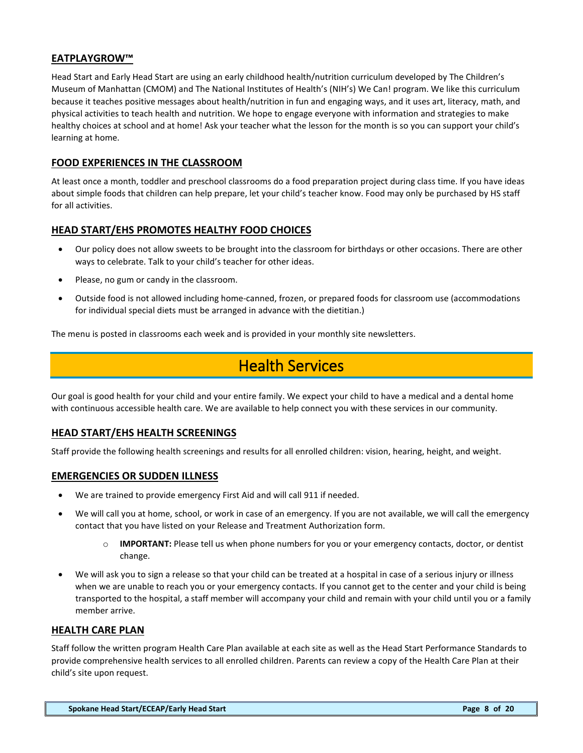## EATPLAYGROW™

Head Start and Early Head Start are using an early childhood health/nutrition curriculum developed by The Children's Museum of Manhattan (CMOM) and The National Institutes of Health's (NIH's) We Can! program. We like this curriculum because it teaches positive messages about health/nutrition in fun and engaging ways, and it uses art, literacy, math, and physical activities to teach health and nutrition. We hope to engage everyone with information and strategies to make healthy choices at school and at home! Ask your teacher what the lesson for the month is so you can support your child's learning at home.

## FOOD EXPERIENCES IN THE CLASSROOM

At least once a month, toddler and preschool classrooms do a food preparation project during class time. If you have ideas about simple foods that children can help prepare, let your child's teacher know. Food may only be purchased by HS staff for all activities.

## HEAD START/EHS PROMOTES HEALTHY FOOD CHOICES

- Our policy does not allow sweets to be brought into the classroom for birthdays or other occasions. There are other ways to celebrate. Talk to your child's teacher for other ideas.
- Please, no gum or candy in the classroom.
- Outside food is not allowed including home-canned, frozen, or prepared foods for classroom use (accommodations for individual special diets must be arranged in advance with the dietitian.)

The menu is posted in classrooms each week and is provided in your monthly site newsletters.

# Health Services

Our goal is good health for your child and your entire family. We expect your child to have a medical and a dental home with continuous accessible health care. We are available to help connect you with these services in our community.

## HEAD START/EHS HEALTH SCREENINGS

Staff provide the following health screenings and results for all enrolled children: vision, hearing, height, and weight.

## EMERGENCIES OR SUDDEN ILLNESS

- We are trained to provide emergency First Aid and will call 911 if needed.
- We will call you at home, school, or work in case of an emergency. If you are not available, we will call the emergency contact that you have listed on your Release and Treatment Authorization form.
    - **IMPORTANT:** Please tell us when phone numbers for you or your emergency contacts, doctor, or dentist change.
- We will ask you to sign a release so that your child can be treated at a hospital in case of a serious injury or illness when we are unable to reach you or your emergency contacts. If you cannot get to the center and your child is being transported to the hospital, a staff member will accompany your child and remain with your child until you or a family member arrive.

## HEALTH CARE PLAN

Staff follow the written program Health Care Plan available at each site as well as the Head Start Performance Standards to provide comprehensive health services to all enrolled children. Parents can review a copy of the Health Care Plan at their child's site upon request.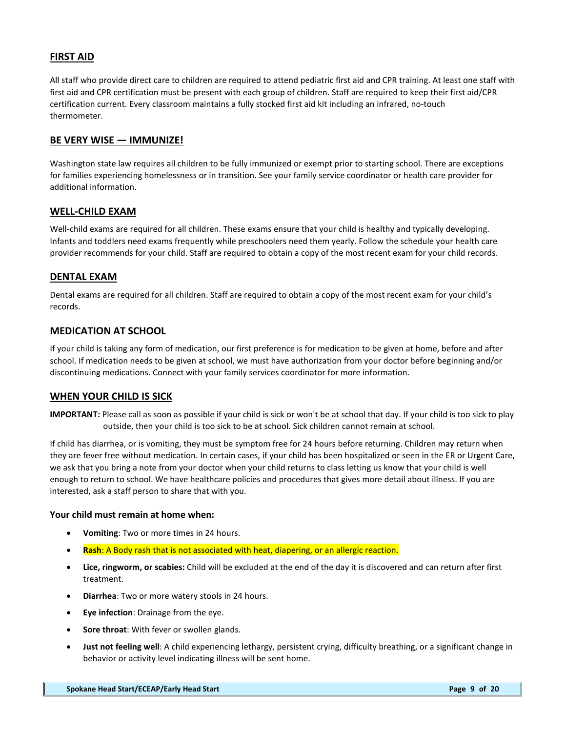## FIRST AID

All staff who provide direct care to children are required to attend pediatric first aid and CPR training. At least one staff with first aid and CPR certification must be present with each group of children. Staff are required to keep their first aid/CPR certification current. Every classroom maintains a fully stocked first aid kit including an infrared, no-touch thermometer.

## BE VERY WISE — IMMUNIZE!

Washington state law requires all children to be fully immunized or exempt prior to starting school. There are exceptions for families experiencing homelessness or in transition. See your family service coordinator or health care provider for additional information.

## WELL-CHILD EXAM

Well-child exams are required for all children. These exams ensure that your child is healthy and typically developing. Infants and toddlers need exams frequently while preschoolers need them yearly. Follow the schedule your health care provider recommends for your child. Staff are required to obtain a copy of the most recent exam for your child records.

## DENTAL EXAM

Dental exams are required for all children. Staff are required to obtain a copy of the most recent exam for your child's records.

## MEDICATION AT SCHOOL

If your child is taking any form of medication, our first preference is for medication to be given at home, before and after school. If medication needs to be given at school, we must have authorization from your doctor before beginning and/or discontinuing medications. Connect with your family services coordinator for more information.

## WHEN YOUR CHILD IS SICK

**IMPORTANT:** Please call as soon as possible if your child is sick or won't be at school that day. If your child is too sick to play outside, then your child is too sick to be at school. Sick children cannot remain at school.

If child has diarrhea, or is vomiting, they must be symptom free for 24 hours before returning. Children may return when they are fever free without medication. In certain cases, if your child has been hospitalized or seen in the ER or Urgent Care, we ask that you bring a note from your doctor when your child returns to class letting us know that your child is well enough to return to school. We have healthcare policies and procedures that gives more detail about illness. If you are interested, ask a staff person to share that with you.

### Your child must remain at home when:

- **Vomiting**: Two or more times in 24 hours.
- **Rash**: A Body rash that is not associated with heat, diapering, or an allergic reaction.
- **Lice, ringworm, or scabies:** Child will be excluded at the end of the day it is discovered and can return after first treatment.
- **Diarrhea**: Two or more watery stools in 24 hours.
- **Eye infection**: Drainage from the eye.
- **Sore throat**: With fever or swollen glands.
- **Just not feeling well**: A child experiencing lethargy, persistent crying, difficulty breathing, or a significant change in behavior or activity level indicating illness will be sent home.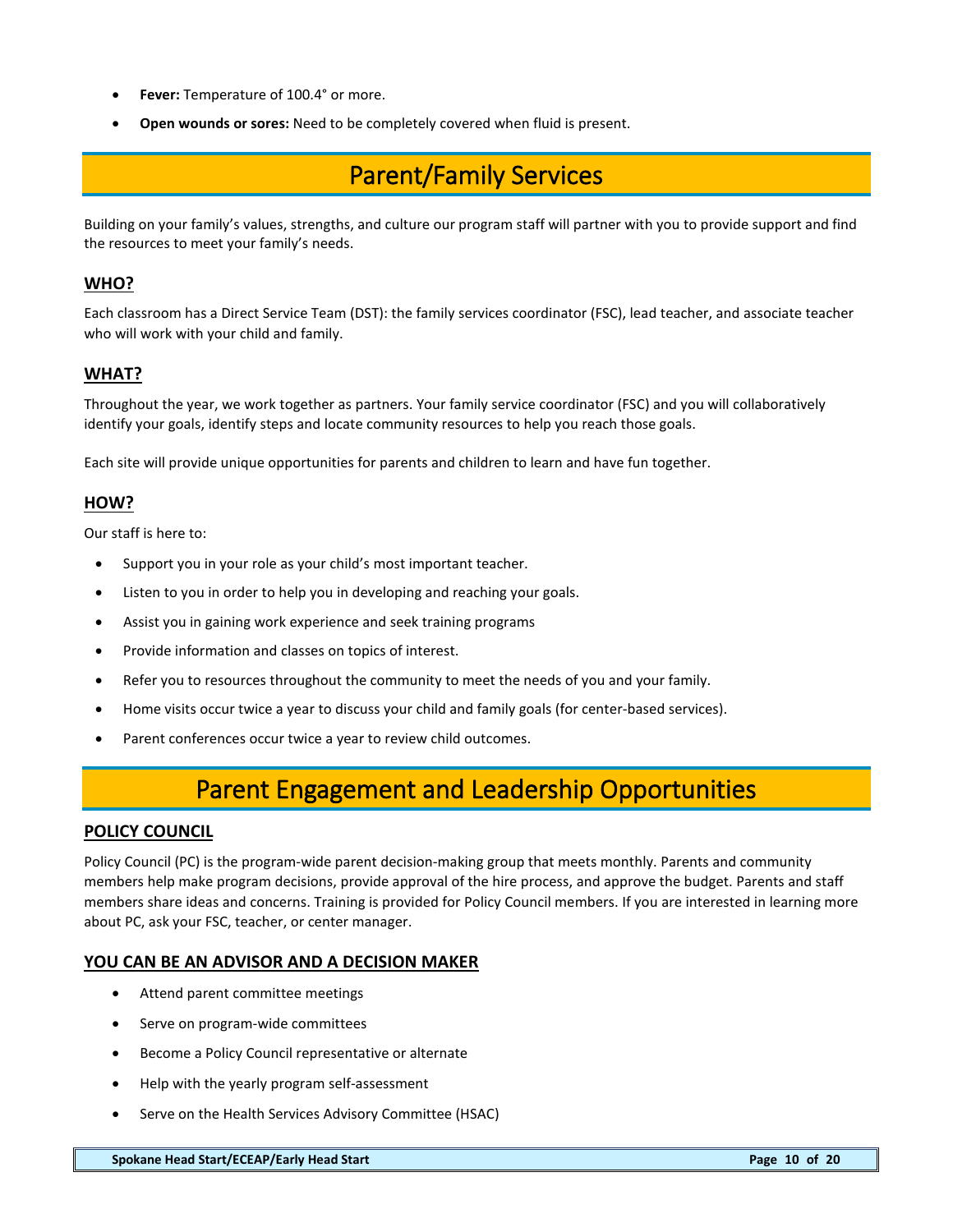- **Fever:** Temperature of 100.4° or more.
- **Open wounds or sores:** Need to be completely covered when fluid is present.

# Parent/Family Services

Building on your family's values, strengths, and culture our program staff will partner with you to provide support and find the resources to meet your family's needs.

## WHO?

Each classroom has a Direct Service Team (DST): the family services coordinator (FSC), lead teacher, and associate teacher who will work with your child and family.

## WHAT?

Throughout the year, we work together as partners. Your family service coordinator (FSC) and you will collaboratively identify your goals, identify steps and locate community resources to help you reach those goals.

Each site will provide unique opportunities for parents and children to learn and have fun together.

## HOW?

Our staff is here to:

- Support you in your role as your child's most important teacher.
- Listen to you in order to help you in developing and reaching your goals.
- Assist you in gaining work experience and seek training programs
- Provide information and classes on topics of interest.
- Refer you to resources throughout the community to meet the needs of you and your family.
- Home visits occur twice a year to discuss your child and family goals (for center-based services).
- Parent conferences occur twice a year to review child outcomes.

# Parent Engagement and Leadership Opportunities

## POLICY COUNCIL

Policy Council (PC) is the program-wide parent decision-making group that meets monthly. Parents and community members help make program decisions, provide approval of the hire process, and approve the budget. Parents and staff members share ideas and concerns. Training is provided for Policy Council members. If you are interested in learning more about PC, ask your FSC, teacher, or center manager.

## YOU CAN BE AN ADVISOR AND A DECISION MAKER

- Attend parent committee meetings
- Serve on program-wide committees
- Become a Policy Council representative or alternate
- Help with the yearly program self-assessment
- Serve on the Health Services Advisory Committee (HSAC)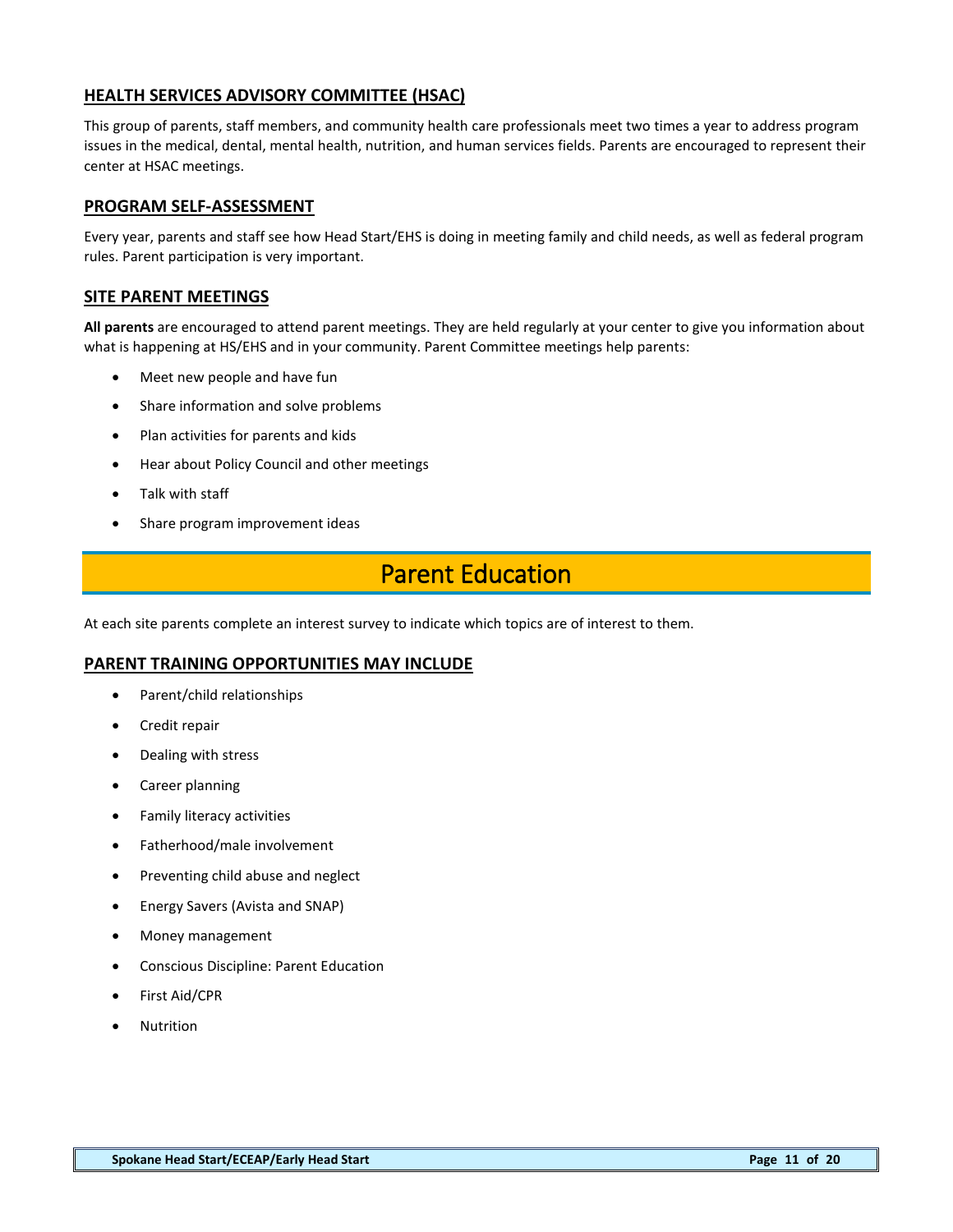## HEALTH SERVICES ADVISORY COMMITTEE (HSAC)

This group of parents, staff members, and community health care professionals meet two times a year to address program issues in the medical, dental, mental health, nutrition, and human services fields. Parents are encouraged to represent their center at HSAC meetings.

## PROGRAM SELF-ASSESSMENT

Every year, parents and staff see how Head Start/EHS is doing in meeting family and child needs, as well as federal program rules. Parent participation is very important.

## SITE PARENT MEETINGS

**All parents** are encouraged to attend parent meetings. They are held regularly at your center to give you information about what is happening at HS/EHS and in your community. Parent Committee meetings help parents:

- Meet new people and have fun
- Share information and solve problems
- Plan activities for parents and kids
- Hear about Policy Council and other meetings
- Talk with staff
- Share program improvement ideas

# Parent Education

At each site parents complete an interest survey to indicate which topics are of interest to them.

## PARENT TRAINING OPPORTUNITIES MAY INCLUDE

- Parent/child relationships
- Credit repair
- Dealing with stress
- Career planning
- Family literacy activities
- Fatherhood/male involvement
- Preventing child abuse and neglect
- Energy Savers (Avista and SNAP)
- Money management
- Conscious Discipline: Parent Education
- First Aid/CPR
- Nutrition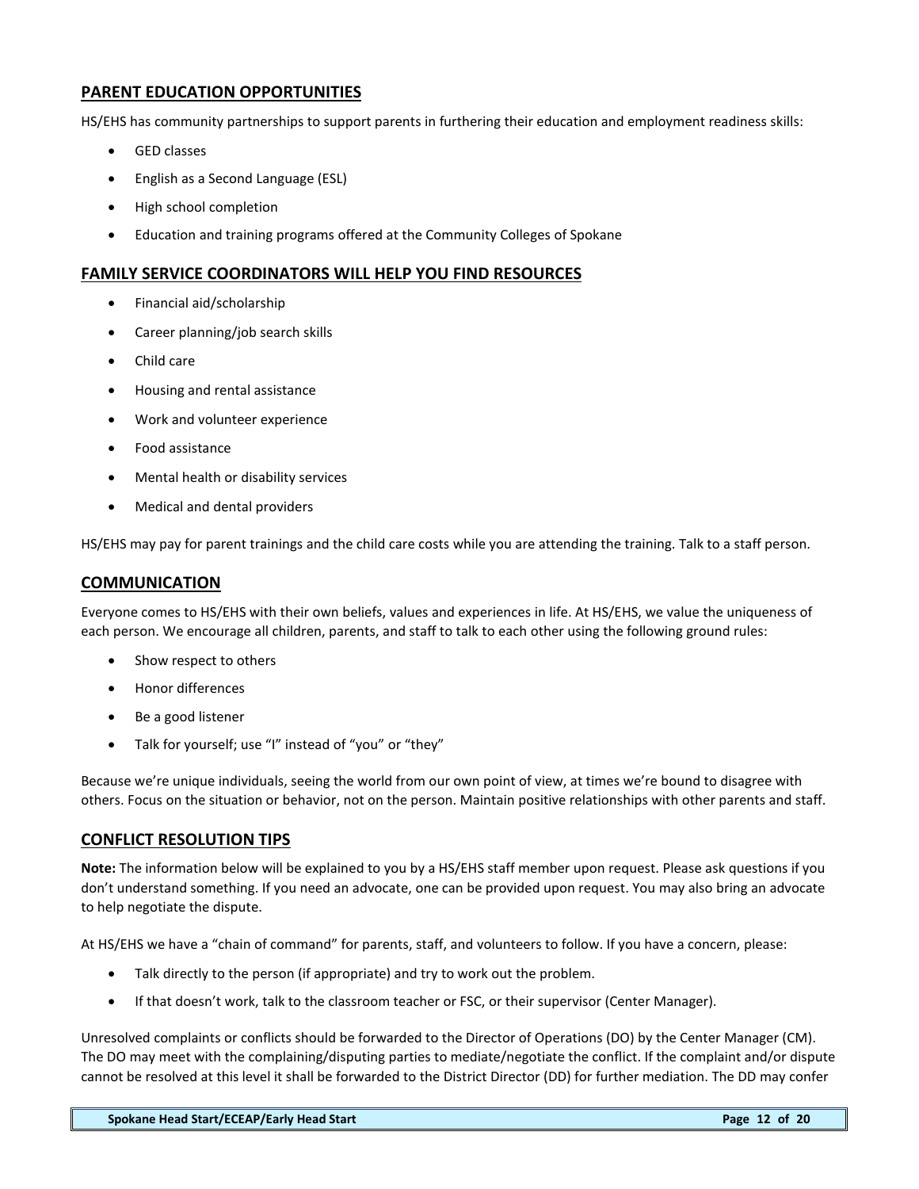## PARENT EDUCATION OPPORTUNITIES

HS/EHS has community partnerships to support parents in furthering their education and employment readiness skills:

- GED classes
- English as a Second Language (ESL)
- High school completion
- Education and training programs offered at the Community Colleges of Spokane

## FAMILY SERVICE COORDINATORS WILL HELP YOU FIND RESOURCES

- Financial aid/scholarship
- Career planning/job search skills
- Child care
- Housing and rental assistance
- Work and volunteer experience
- Food assistance
- Mental health or disability services
- Medical and dental providers

HS/EHS may pay for parent trainings and the child care costs while you are attending the training. Talk to a staff person.

## COMMUNICATION

Everyone comes to HS/EHS with their own beliefs, values and experiences in life. At HS/EHS, we value the uniqueness of each person. We encourage all children, parents, and staff to talk to each other using the following ground rules:

- Show respect to others
- Honor differences
- Be a good listener
- Talk for yourself; use "I" instead of "you" or "they"

Because we're unique individuals, seeing the world from our own point of view, at times we're bound to disagree with others. Focus on the situation or behavior, not on the person. Maintain positive relationships with other parents and staff.

## CONFLICT RESOLUTION TIPS

**Note:** The information below will be explained to you by a HS/EHS staff member upon request. Please ask questions if you don't understand something. If you need an advocate, one can be provided upon request. You may also bring an advocate to help negotiate the dispute.

At HS/EHS we have a "chain of command" for parents, staff, and volunteers to follow. If you have a concern, please:

- Talk directly to the person (if appropriate) and try to work out the problem.
- If that doesn't work, talk to the classroom teacher or FSC, or their supervisor (Center Manager).

Unresolved complaints or conflicts should be forwarded to the Director of Operations (DO) by the Center Manager (CM). The DO may meet with the complaining/disputing parties to mediate/negotiate the conflict. If the complaint and/or dispute cannot be resolved at this level it shall be forwarded to the District Director (DD) for further mediation. The DD may confer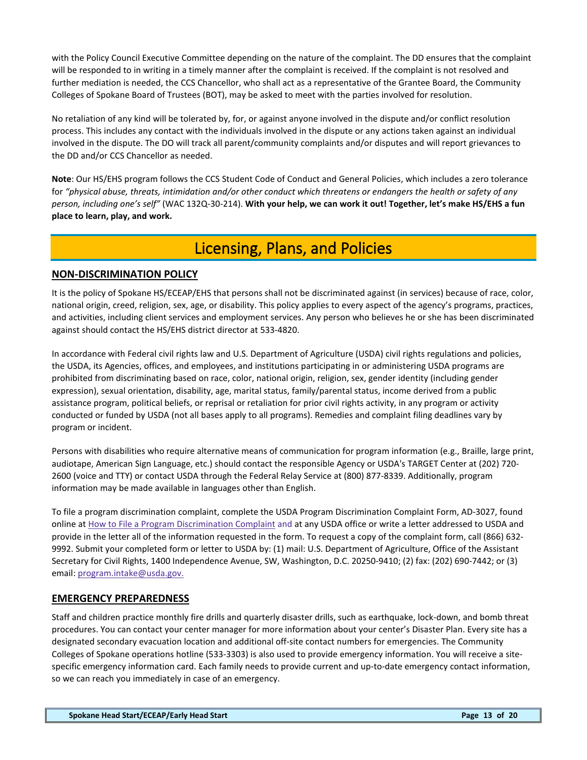with the Policy Council Executive Committee depending on the nature of the complaint. The DD ensures that the complaint will be responded to in writing in a timely manner after the complaint is received. If the complaint is not resolved and further mediation is needed, the CCS Chancellor, who shall act as a representative of the Grantee Board, the Community Colleges of Spokane Board of Trustees (BOT), may be asked to meet with the parties involved for resolution.

No retaliation of any kind will be tolerated by, for, or against anyone involved in the dispute and/or conflict resolution process. This includes any contact with the individuals involved in the dispute or any actions taken against an individual involved in the dispute. The DO will track all parent/community complaints and/or disputes and will report grievances to the DD and/or CCS Chancellor as needed.

**Note**: Our HS/EHS program follows the CCS Student Code of Conduct and General Policies, which includes a zero tolerance for *"physical abuse, threats, intimidation and/or other conduct which threatens or endangers the health or safety of any person, including one's self"* (WAC 132Q-30-214). **With your help, we can work it out! Together, let's make HS/EHS a fun place to learn, play, and work.**

# Licensing, Plans, and Policies

## NON-DISCRIMINATION POLICY

It is the policy of Spokane HS/ECEAP/EHS that persons shall not be discriminated against (in services) because of race, color, national origin, creed, religion, sex, age, or disability. This policy applies to every aspect of the agency's programs, practices, and activities, including client services and employment services. Any person who believes he or she has been discriminated against should contact the HS/EHS district director at 533-4820.

In accordance with Federal civil rights law and U.S. Department of Agriculture (USDA) civil rights regulations and policies, the USDA, its Agencies, offices, and employees, and institutions participating in or administering USDA programs are prohibited from discriminating based on race, color, national origin, religion, sex, gender identity (including gender expression), sexual orientation, disability, age, marital status, family/parental status, income derived from a public assistance program, political beliefs, or reprisal or retaliation for prior civil rights activity, in any program or activity conducted or funded by USDA (not all bases apply to all programs). Remedies and complaint filing deadlines vary by program or incident.

Persons with disabilities who require alternative means of communication for program information (e.g., Braille, large print, audiotape, American Sign Language, etc.) should contact the responsible Agency or USDA's TARGET Center at (202) 720-2600 (voice and TTY) or contact USDA through the Federal Relay Service at (800) 877-8339. Additionally, program information may be made available in languages other than English.

To file a program discrimination complaint, complete the USDA Program Discrimination Complaint Form, AD-3027, found online at How to File a Program Discrimination Complaint and at any USDA office or write a letter addressed to USDA and provide in the letter all of the information requested in the form. To request a copy of the complaint form, call (866) 632-9992. Submit your completed form or letter to USDA by: (1) mail: U.S. Department of Agriculture, Office of the Assistant Secretary for Civil Rights, 1400 Independence Avenue, SW, Washington, D.C. 20250-9410; (2) fax: (202) 690-7442; or (3) email: program.intake@usda.gov.

## EMERGENCY PREPAREDNESS

Staff and children practice monthly fire drills and quarterly disaster drills, such as earthquake, lock-down, and bomb threat procedures. You can contact your center manager for more information about your center's Disaster Plan. Every site has a designated secondary evacuation location and additional off-site contact numbers for emergencies. The Community Colleges of Spokane operations hotline (533-3303) is also used to provide emergency information. You will receive a site-specific emergency information card. Each family needs to provide current and up-to-date emergency contact information, so we can reach you immediately in case of an emergency.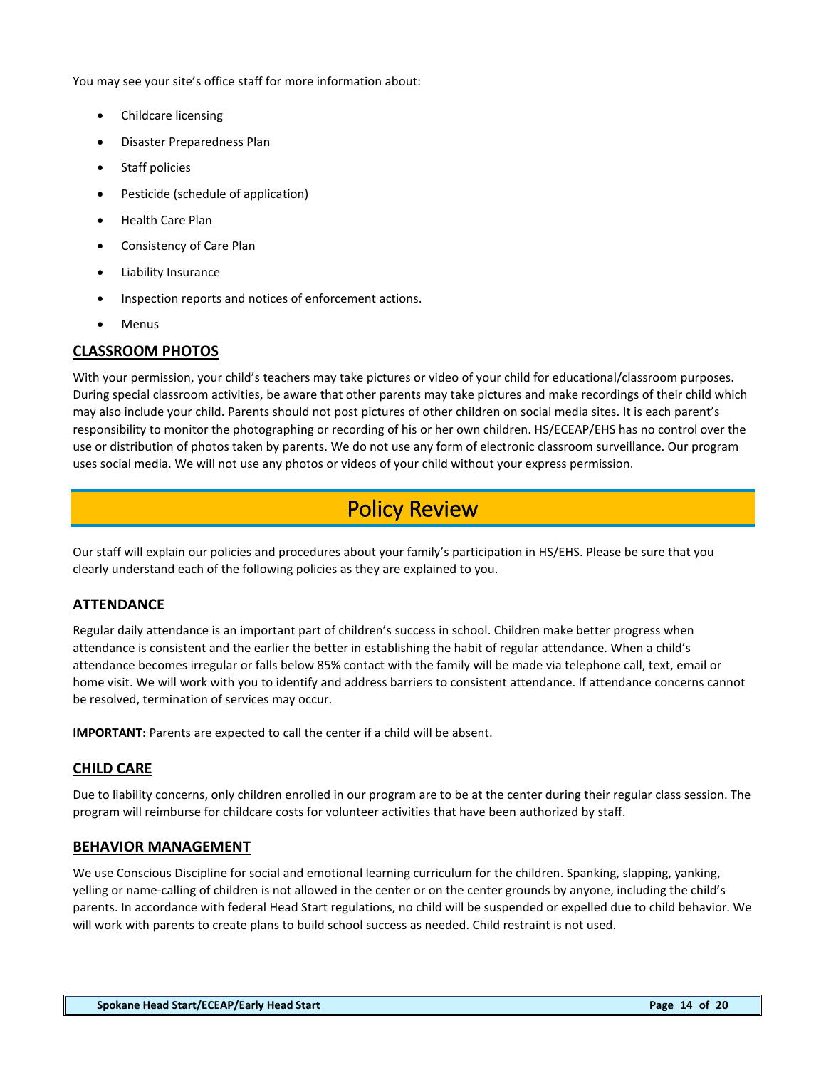You may see your site's office staff for more information about:

- Childcare licensing
- Disaster Preparedness Plan
- Staff policies
- Pesticide (schedule of application)
- Health Care Plan
- Consistency of Care Plan
- Liability Insurance
- Inspection reports and notices of enforcement actions.
- Menus

### CLASSROOM PHOTOS

With your permission, your child's teachers may take pictures or video of your child for educational/classroom purposes. During special classroom activities, be aware that other parents may take pictures and make recordings of their child which may also include your child. Parents should not post pictures of other children on social media sites. It is each parent's responsibility to monitor the photographing or recording of his or her own children. HS/ECEAP/EHS has no control over the use or distribution of photos taken by parents. We do not use any form of electronic classroom surveillance. Our program uses social media. We will not use any photos or videos of your child without your express permission.

## Policy Review

Our staff will explain our policies and procedures about your family's participation in HS/EHS. Please be sure that you clearly understand each of the following policies as they are explained to you.

### ATTENDANCE

Regular daily attendance is an important part of children's success in school. Children make better progress when attendance is consistent and the earlier the better in establishing the habit of regular attendance. When a child's attendance becomes irregular or falls below 85% contact with the family will be made via telephone call, text, email or home visit. We will work with you to identify and address barriers to consistent attendance. If attendance concerns cannot be resolved, termination of services may occur.

**IMPORTANT:** Parents are expected to call the center if a child will be absent.

### CHILD CARE

Due to liability concerns, only children enrolled in our program are to be at the center during their regular class session. The program will reimburse for childcare costs for volunteer activities that have been authorized by staff.

### BEHAVIOR MANAGEMENT

We use Conscious Discipline for social and emotional learning curriculum for the children. Spanking, slapping, yanking, yelling or name-calling of children is not allowed in the center or on the center grounds by anyone, including the child's parents. In accordance with federal Head Start regulations, no child will be suspended or expelled due to child behavior. We will work with parents to create plans to build school success as needed. Child restraint is not used.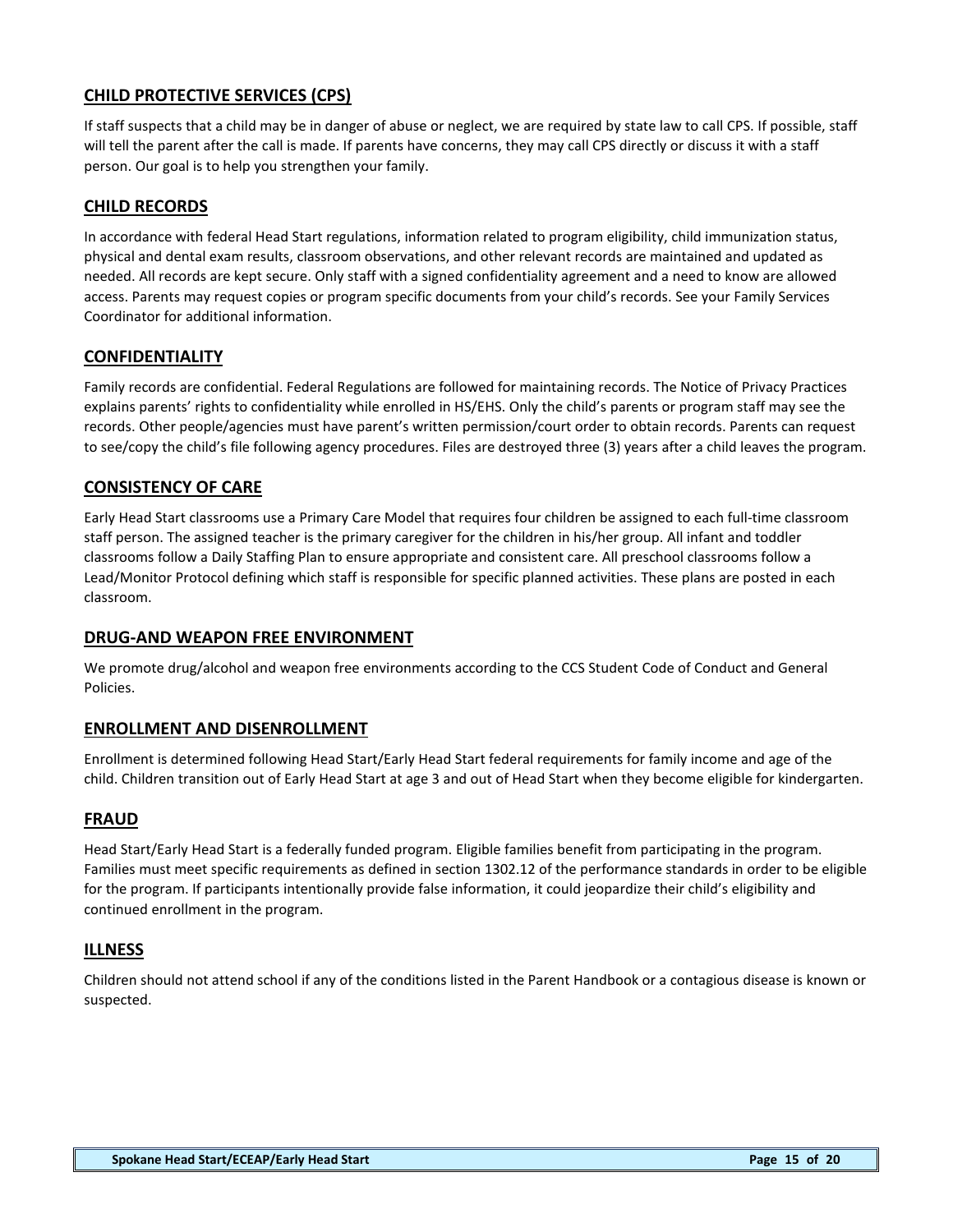## CHILD PROTECTIVE SERVICES (CPS)

If staff suspects that a child may be in danger of abuse or neglect, we are required by state law to call CPS. If possible, staff will tell the parent after the call is made. If parents have concerns, they may call CPS directly or discuss it with a staff person. Our goal is to help you strengthen your family.

## CHILD RECORDS

In accordance with federal Head Start regulations, information related to program eligibility, child immunization status, physical and dental exam results, classroom observations, and other relevant records are maintained and updated as needed. All records are kept secure. Only staff with a signed confidentiality agreement and a need to know are allowed access. Parents may request copies or program specific documents from your child's records. See your Family Services Coordinator for additional information.

## CONFIDENTIALITY

Family records are confidential. Federal Regulations are followed for maintaining records. The Notice of Privacy Practices explains parents' rights to confidentiality while enrolled in HS/EHS. Only the child's parents or program staff may see the records. Other people/agencies must have parent's written permission/court order to obtain records. Parents can request to see/copy the child's file following agency procedures. Files are destroyed three (3) years after a child leaves the program.

## CONSISTENCY OF CARE

Early Head Start classrooms use a Primary Care Model that requires four children be assigned to each full-time classroom staff person. The assigned teacher is the primary caregiver for the children in his/her group. All infant and toddler classrooms follow a Daily Staffing Plan to ensure appropriate and consistent care. All preschool classrooms follow a Lead/Monitor Protocol defining which staff is responsible for specific planned activities. These plans are posted in each classroom.

## DRUG-AND WEAPON FREE ENVIRONMENT

We promote drug/alcohol and weapon free environments according to the CCS Student Code of Conduct and General Policies.

## ENROLLMENT AND DISENROLLMENT

Enrollment is determined following Head Start/Early Head Start federal requirements for family income and age of the child. Children transition out of Early Head Start at age 3 and out of Head Start when they become eligible for kindergarten.

## FRAUD

Head Start/Early Head Start is a federally funded program. Eligible families benefit from participating in the program. Families must meet specific requirements as defined in section 1302.12 of the performance standards in order to be eligible for the program. If participants intentionally provide false information, it could jeopardize their child's eligibility and continued enrollment in the program.

## ILLNESS

Children should not attend school if any of the conditions listed in the Parent Handbook or a contagious disease is known or suspected.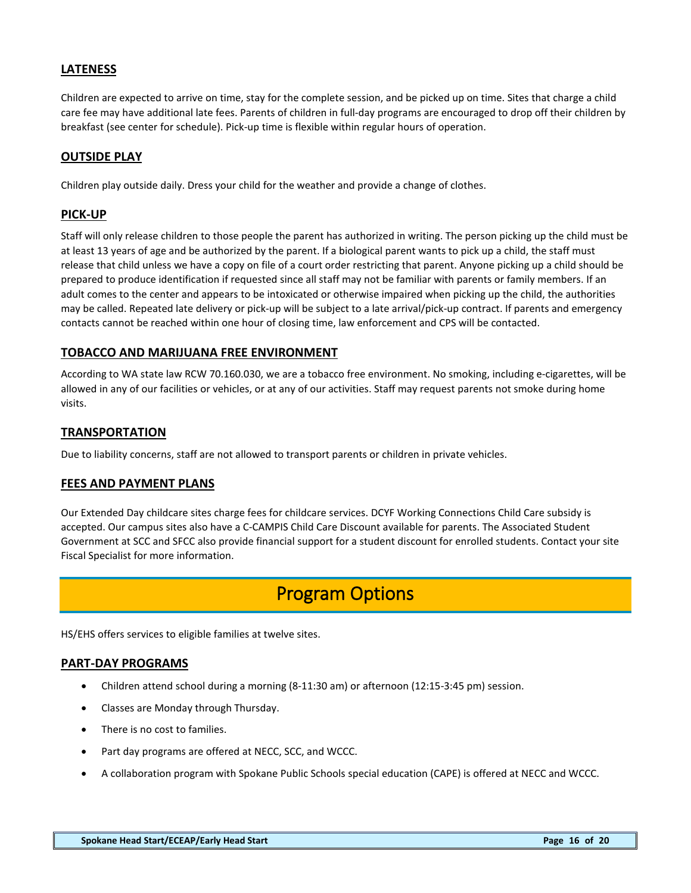## LATENESS

Children are expected to arrive on time, stay for the complete session, and be picked up on time. Sites that charge a child care fee may have additional late fees. Parents of children in full-day programs are encouraged to drop off their children by breakfast (see center for schedule). Pick-up time is flexible within regular hours of operation.

## OUTSIDE PLAY

Children play outside daily. Dress your child for the weather and provide a change of clothes.

## PICK-UP

Staff will only release children to those people the parent has authorized in writing. The person picking up the child must be at least 13 years of age and be authorized by the parent. If a biological parent wants to pick up a child, the staff must release that child unless we have a copy on file of a court order restricting that parent. Anyone picking up a child should be prepared to produce identification if requested since all staff may not be familiar with parents or family members. If an adult comes to the center and appears to be intoxicated or otherwise impaired when picking up the child, the authorities may be called. Repeated late delivery or pick-up will be subject to a late arrival/pick-up contract. If parents and emergency contacts cannot be reached within one hour of closing time, law enforcement and CPS will be contacted.

## TOBACCO AND MARIJUANA FREE ENVIRONMENT

According to WA state law RCW 70.160.030, we are a tobacco free environment. No smoking, including e-cigarettes, will be allowed in any of our facilities or vehicles, or at any of our activities. Staff may request parents not smoke during home visits.

## TRANSPORTATION

Due to liability concerns, staff are not allowed to transport parents or children in private vehicles.

## FEES AND PAYMENT PLANS

Our Extended Day childcare sites charge fees for childcare services. DCYF Working Connections Child Care subsidy is accepted. Our campus sites also have a C-CAMPIS Child Care Discount available for parents. The Associated Student Government at SCC and SFCC also provide financial support for a student discount for enrolled students. Contact your site Fiscal Specialist for more information.

# Program Options

HS/EHS offers services to eligible families at twelve sites.

## PART-DAY PROGRAMS

- Children attend school during a morning (8-11:30 am) or afternoon (12:15-3:45 pm) session.
- Classes are Monday through Thursday.
- There is no cost to families.
- Part day programs are offered at NECC, SCC, and WCCC.
- A collaboration program with Spokane Public Schools special education (CAPE) is offered at NECC and WCCC.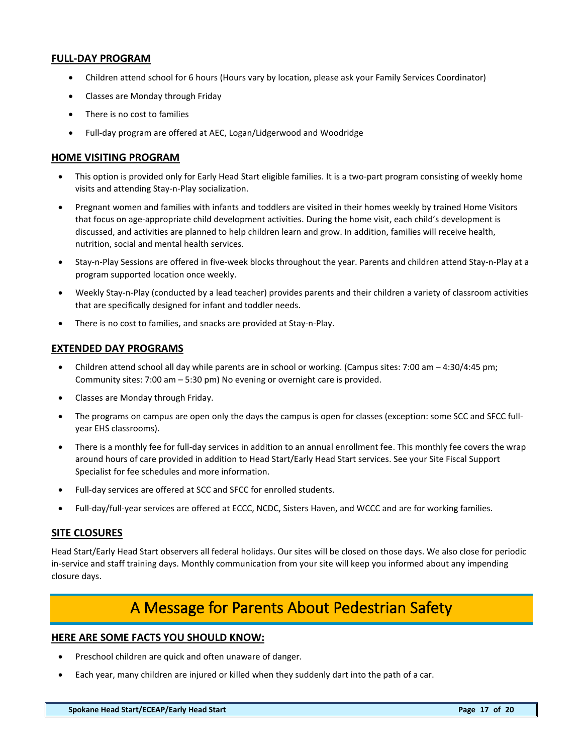## FULL-DAY PROGRAM

- Children attend school for 6 hours (Hours vary by location, please ask your Family Services Coordinator)
- Classes are Monday through Friday
- There is no cost to families
- Full-day program are offered at AEC, Logan/Lidgerwood and Woodridge

## HOME VISITING PROGRAM

- This option is provided only for Early Head Start eligible families. It is a two-part program consisting of weekly home visits and attending Stay-n-Play socialization.
- Pregnant women and families with infants and toddlers are visited in their homes weekly by trained Home Visitors that focus on age-appropriate child development activities. During the home visit, each child's development is discussed, and activities are planned to help children learn and grow. In addition, families will receive health, nutrition, social and mental health services.
- Stay-n-Play Sessions are offered in five-week blocks throughout the year. Parents and children attend Stay-n-Play at a program supported location once weekly.
- Weekly Stay-n-Play (conducted by a lead teacher) provides parents and their children a variety of classroom activities that are specifically designed for infant and toddler needs.
- There is no cost to families, and snacks are provided at Stay-n-Play.

## EXTENDED DAY PROGRAMS

- Children attend school all day while parents are in school or working. (Campus sites: 7:00 am – 4:30/4:45 pm; Community sites: 7:00 am – 5:30 pm) No evening or overnight care is provided.
- Classes are Monday through Friday.
- The programs on campus are open only the days the campus is open for classes (exception: some SCC and SFCC full-year EHS classrooms).
- There is a monthly fee for full-day services in addition to an annual enrollment fee. This monthly fee covers the wrap around hours of care provided in addition to Head Start/Early Head Start services. See your Site Fiscal Support Specialist for fee schedules and more information.
- Full-day services are offered at SCC and SFCC for enrolled students.
- Full-day/full-year services are offered at ECCC, NCDC, Sisters Haven, and WCCC and are for working families.

## SITE CLOSURES

Head Start/Early Head Start observers all federal holidays. Our sites will be closed on those days. We also close for periodic in-service and staff training days. Monthly communication from your site will keep you informed about any impending closure days.

# A Message for Parents About Pedestrian Safety

## HERE ARE SOME FACTS YOU SHOULD KNOW:

- Preschool children are quick and often unaware of danger.
- Each year, many children are injured or killed when they suddenly dart into the path of a car.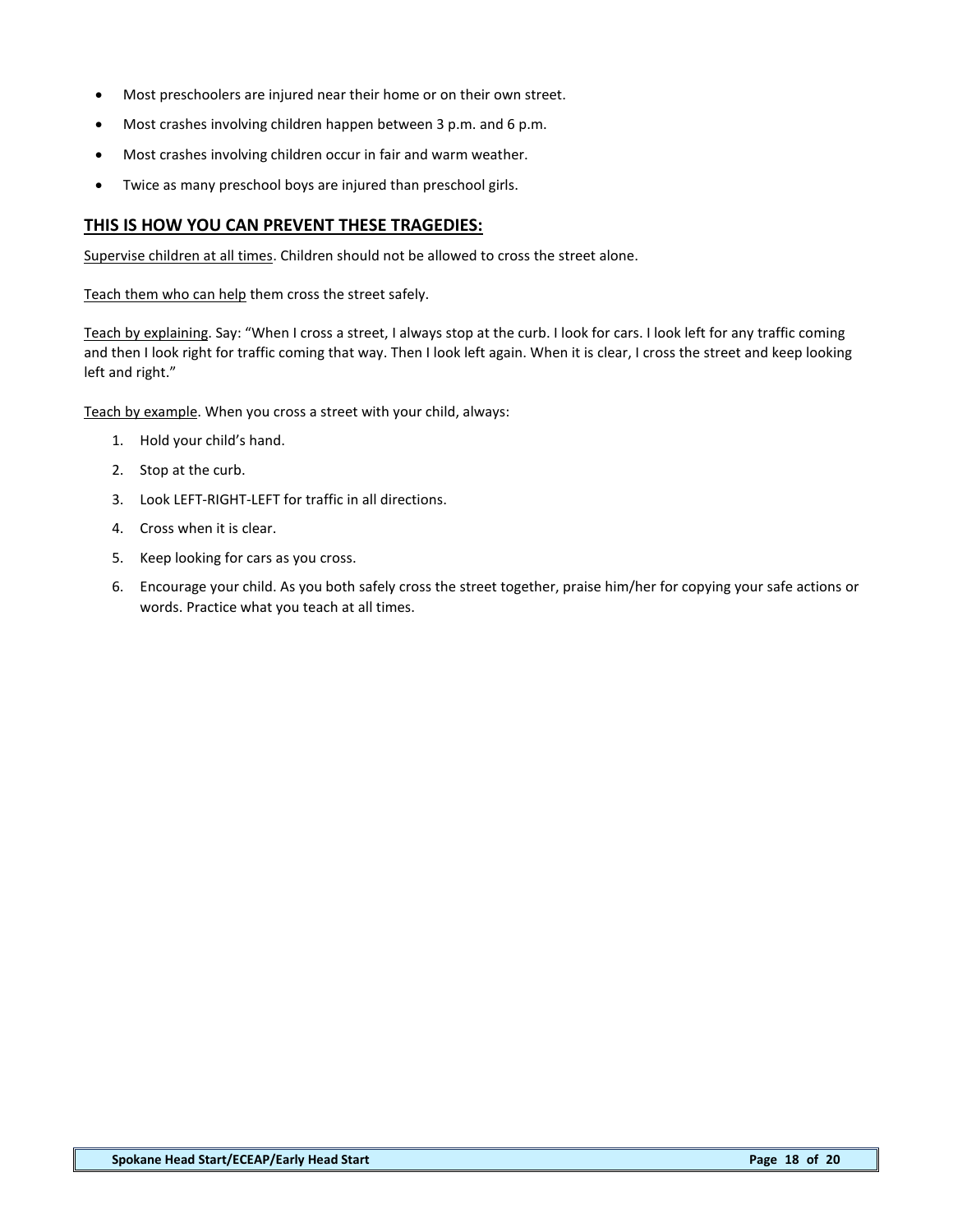- Most preschoolers are injured near their home or on their own street.
- Most crashes involving children happen between 3 p.m. and 6 p.m.
- Most crashes involving children occur in fair and warm weather.
- Twice as many preschool boys are injured than preschool girls.

## THIS IS HOW YOU CAN PREVENT THESE TRAGEDIES:

Supervise children at all times. Children should not be allowed to cross the street alone.

Teach them who can help them cross the street safely.

Teach by explaining. Say: "When I cross a street, I always stop at the curb. I look for cars. I look left for any traffic coming and then I look right for traffic coming that way. Then I look left again. When it is clear, I cross the street and keep looking left and right."

Teach by example. When you cross a street with your child, always:

1. Hold your child's hand.
2. Stop at the curb.
3. Look LEFT-RIGHT-LEFT for traffic in all directions.
4. Cross when it is clear.
5. Keep looking for cars as you cross.
6. Encourage your child. As you both safely cross the street together, praise him/her for copying your safe actions or words. Practice what you teach at all times.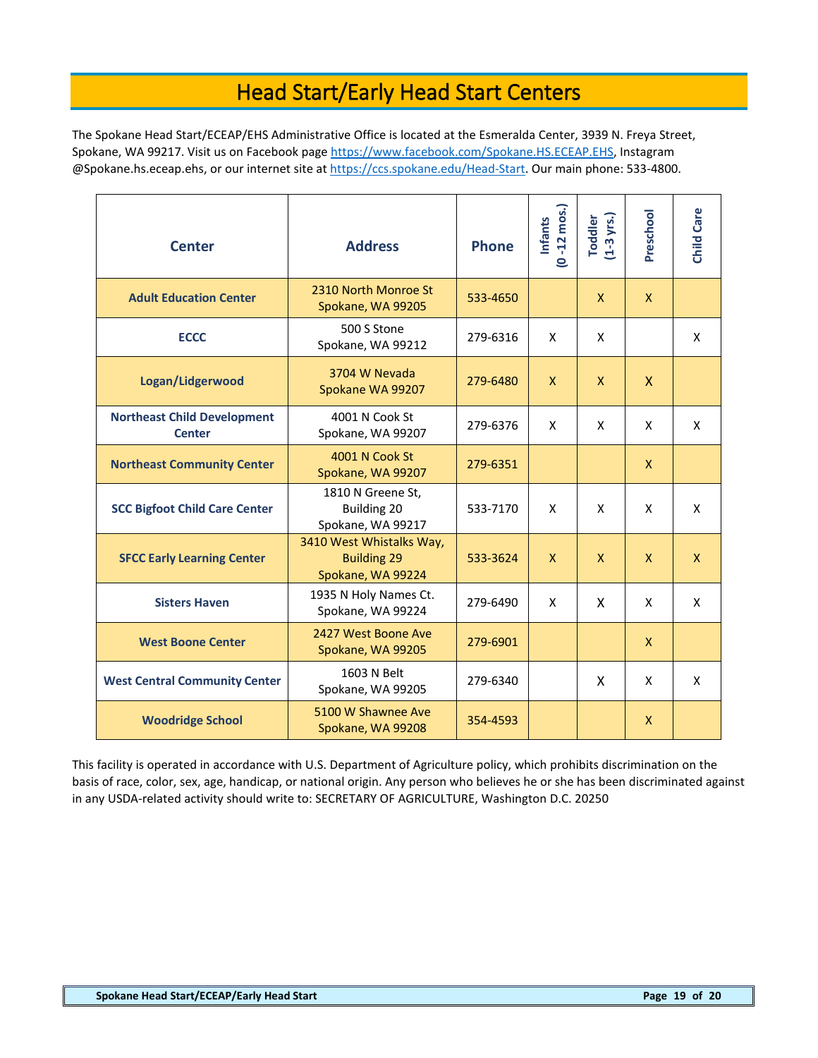# Head Start/Early Head Start Centers

The Spokane Head Start/ECEAP/EHS Administrative Office is located at the Esmeralda Center, 3939 N. Freya Street, Spokane, WA 99217. Visit us on Facebook page https://www.facebook.com/Spokane.HS.ECEAP.EHS, Instagram @Spokane.hs.eceap.ehs, or our internet site at https://ccs.spokane.edu/Head-Start. Our main phone: 533-4800.

| Center | Address | Phone | Infants (0 -12 mos.) | Toddler (1-3 yrs.) | Preschool | Child Care |
|---|---|---|---|---|---|---|
| Adult Education Center | 2310 North Monroe St Spokane, WA 99205 | 533-4650 | | X | X | |
| ECCC | 500 S Stone Spokane, WA 99212 | 279-6316 | X | X | | X |
| Logan/Lidgerwood | 3704 W Nevada Spokane WA 99207 | 279-6480 | X | X | X | |
| Northeast Child Development Center | 4001 N Cook St Spokane, WA 99207 | 279-6376 | X | X | X | X |
| Northeast Community Center | 4001 N Cook St Spokane, WA 99207 | 279-6351 | | | X | |
| SCC Bigfoot Child Care Center | 1810 N Greene St, Building 20 Spokane, WA 99217 | 533-7170 | X | X | X | X |
| SFCC Early Learning Center | 3410 West Whistalks Way, Building 29 Spokane, WA 99224 | 533-3624 | X | X | X | X |
| Sisters Haven | 1935 N Holy Names Ct. Spokane, WA 99224 | 279-6490 | X | X | X | X |
| West Boone Center | 2427 West Boone Ave Spokane, WA 99205 | 279-6901 | | | X | |
| West Central Community Center | 1603 N Belt Spokane, WA 99205 | 279-6340 | | X | X | X |
| Woodridge School | 5100 W Shawnee Ave Spokane, WA 99208 | 354-4593 | | | X | |

This facility is operated in accordance with U.S. Department of Agriculture policy, which prohibits discrimination on the basis of race, color, sex, age, handicap, or national origin. Any person who believes he or she has been discriminated against in any USDA-related activity should write to: SECRETARY OF AGRICULTURE, Washington D.C. 20250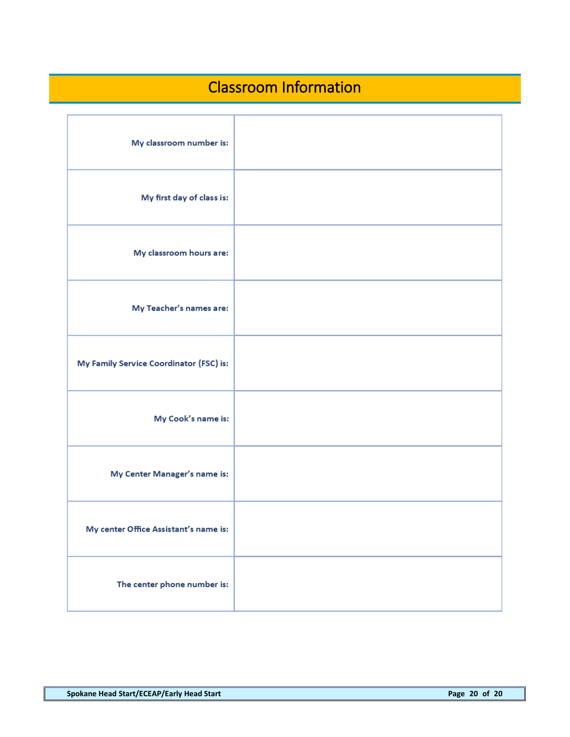# Classroom Information

| | |
|---|---|
| **My classroom number is:** | |
| **My first day of class is:** | |
| **My classroom hours are:** | |
| **My Teacher's names are:** | |
| **My Family Service Coordinator (FSC) is:** | |
| **My Cook's name is:** | |
| **My Center Manager's name is:** | |
| **My center Office Assistant's name is:** | |
| **The center phone number is:** | |